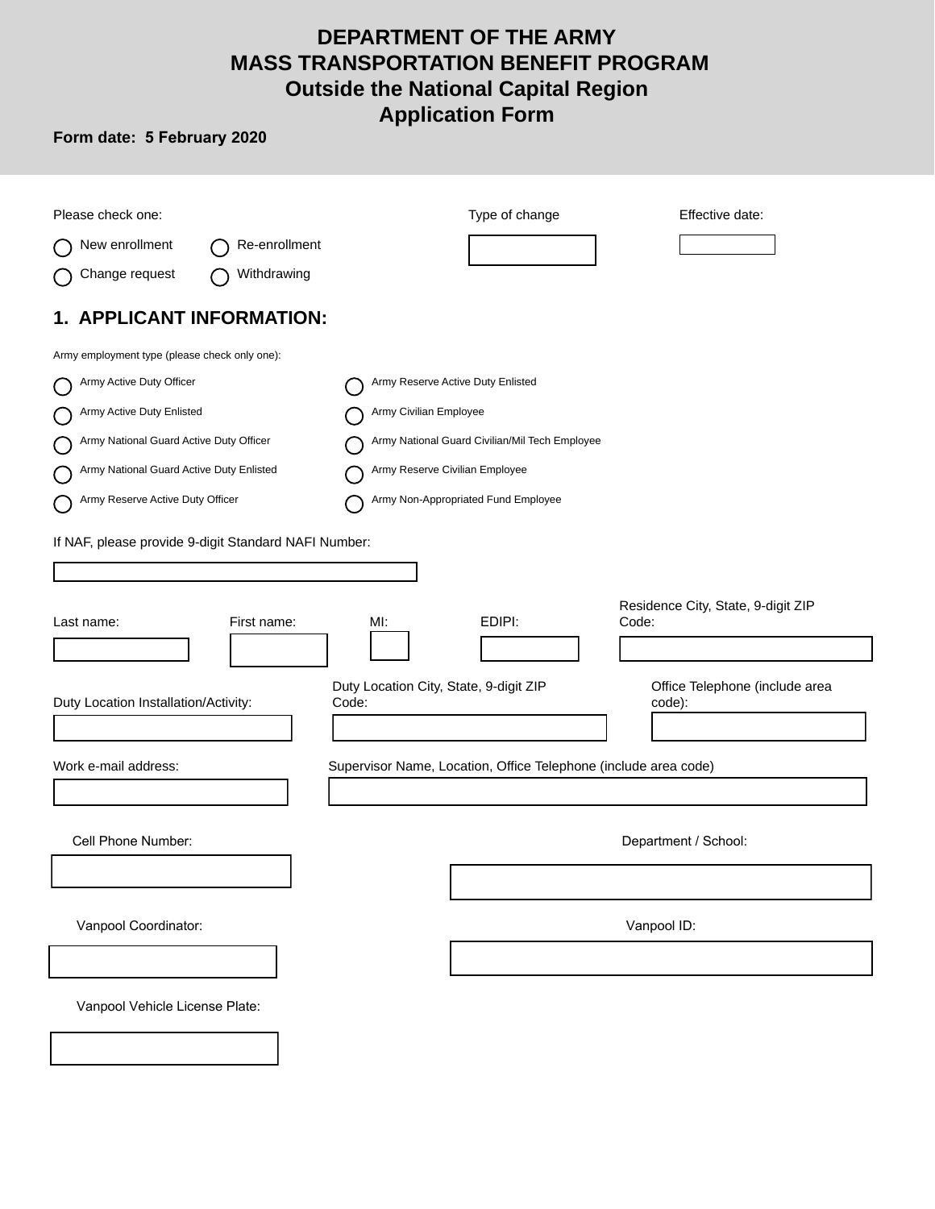# DEPARTMENT OF THE ARMY
# MASS TRANSPORTATION BENEFIT PROGRAM
## Outside the National Capital Region
## Application Form

**Form date: 5 February 2020**

Please check one:

◯ New enrollment ◯ Re-enrollment

◯ Change request ◯ Withdrawing

Type of change: ______

Effective date: ______

## 1. APPLICANT INFORMATION:

Army employment type (please check only one):

◯ Army Active Duty Officer

◯ Army Active Duty Enlisted

◯ Army National Guard Active Duty Officer

◯ Army National Guard Active Duty Enlisted

◯ Army Reserve Active Duty Officer

◯ Army Reserve Active Duty Enlisted

◯ Army Civilian Employee

◯ Army National Guard Civilian/Mil Tech Employee

◯ Army Reserve Civilian Employee

◯ Army Non-Appropriated Fund Employee

If NAF, please provide 9-digit Standard NAFI Number: ______

Last name: ______

First name: ______

MI: ______

EDIPI: ______

Residence City, State, 9-digit ZIP Code: ______

Duty Location Installation/Activity: ______

Duty Location City, State, 9-digit ZIP Code: ______

Office Telephone (include area code): ______

Work e-mail address: ______

Supervisor Name, Location, Office Telephone (include area code): ______

Cell Phone Number: ______

Department / School: ______

Vanpool Coordinator: ______

Vanpool ID: ______

Vanpool Vehicle License Plate: ______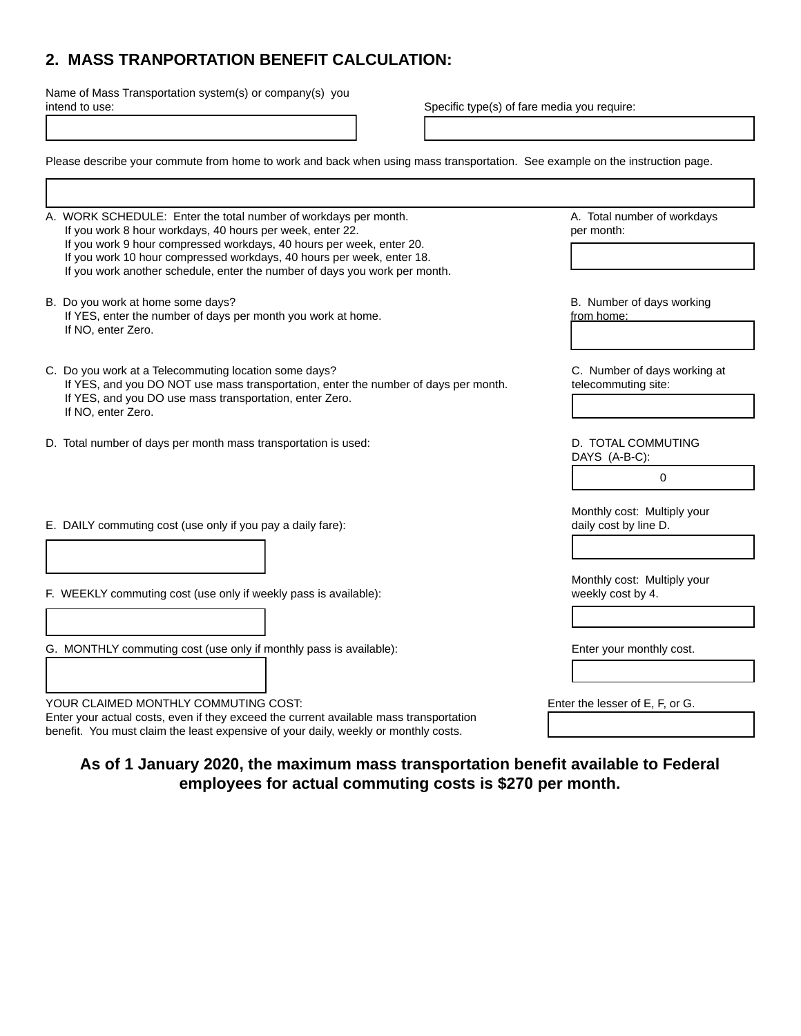## 2. MASS TRANPORTATION BENEFIT CALCULATION:

Name of Mass Transportation system(s) or company(s) you intend to use:

Specific type(s) of fare media you require:

Please describe your commute from home to work and back when using mass transportation. See example on the instruction page.

A. WORK SCHEDULE: Enter the total number of workdays per month.
If you work 8 hour workdays, 40 hours per week, enter 22.
If you work 9 hour compressed workdays, 40 hours per week, enter 20.
If you work 10 hour compressed workdays, 40 hours per week, enter 18.
If you work another schedule, enter the number of days you work per month.

A. Total number of workdays per month:

B. Do you work at home some days?
If YES, enter the number of days per month you work at home.
If NO, enter Zero.

B. Number of days working from home:

C. Do you work at a Telecommuting location some days?
If YES, and you DO NOT use mass transportation, enter the number of days per month.
If YES, and you DO use mass transportation, enter Zero.
If NO, enter Zero.

C. Number of days working at telecommuting site:

D. Total number of days per month mass transportation is used:

D. TOTAL COMMUTING DAYS (A-B-C):

0

E. DAILY commuting cost (use only if you pay a daily fare):

Monthly cost: Multiply your daily cost by line D.

F. WEEKLY commuting cost (use only if weekly pass is available):

Monthly cost: Multiply your weekly cost by 4.

G. MONTHLY commuting cost (use only if monthly pass is available):

Enter your monthly cost.

YOUR CLAIMED MONTHLY COMMUTING COST:
Enter your actual costs, even if they exceed the current available mass transportation benefit. You must claim the least expensive of your daily, weekly or monthly costs.

Enter the lesser of E, F, or G.

**As of 1 January 2020, the maximum mass transportation benefit available to Federal employees for actual commuting costs is $270 per month.**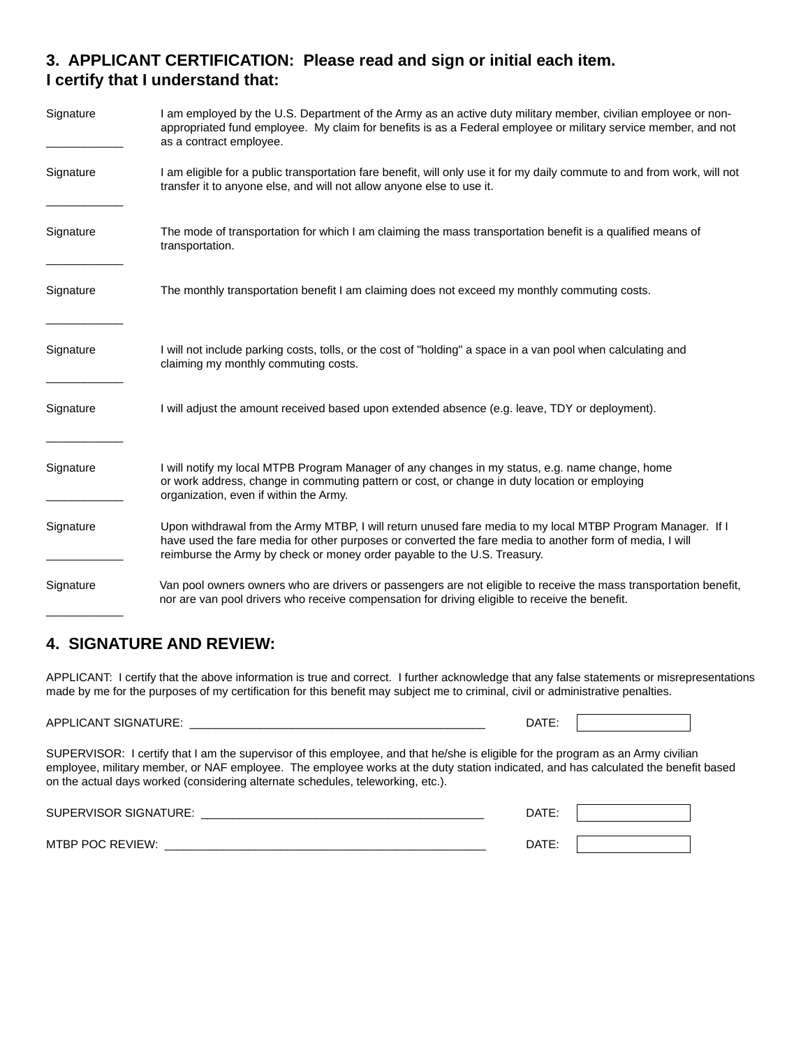### 3. APPLICANT CERTIFICATION: Please read and sign or initial each item.
### I certify that I understand that:

| | |
|---|---|
| Signature<br>____________ | I am employed by the U.S. Department of the Army as an active duty military member, civilian employee or non-appropriated fund employee. My claim for benefits is as a Federal employee or military service member, and not as a contract employee. |
| Signature<br>____________ | I am eligible for a public transportation fare benefit, will only use it for my daily commute to and from work, will not transfer it to anyone else, and will not allow anyone else to use it. |
| Signature<br>____________ | The mode of transportation for which I am claiming the mass transportation benefit is a qualified means of transportation. |
| Signature<br>____________ | The monthly transportation benefit I am claiming does not exceed my monthly commuting costs. |
| Signature<br>____________ | I will not include parking costs, tolls, or the cost of "holding" a space in a van pool when calculating and claiming my monthly commuting costs. |
| Signature<br>____________ | I will adjust the amount received based upon extended absence (e.g. leave, TDY or deployment). |
| Signature<br>____________ | I will notify my local MTPB Program Manager of any changes in my status, e.g. name change, home or work address, change in commuting pattern or cost, or change in duty location or employing organization, even if within the Army. |
| Signature<br>____________ | Upon withdrawal from the Army MTBP, I will return unused fare media to my local MTBP Program Manager. If I have used the fare media for other purposes or converted the fare media to another form of media, I will reimburse the Army by check or money order payable to the U.S. Treasury. |
| Signature<br>____________ | Van pool owners owners who are drivers or passengers are not eligible to receive the mass transportation benefit, nor are van pool drivers who receive compensation for driving eligible to receive the benefit. |

### 4. SIGNATURE AND REVIEW:

APPLICANT: I certify that the above information is true and correct. I further acknowledge that any false statements or misrepresentations made by me for the purposes of my certification for this benefit may subject me to criminal, civil or administrative penalties.

APPLICANT SIGNATURE: ______________________________________________ DATE: ____________

SUPERVISOR: I certify that I am the supervisor of this employee, and that he/she is eligible for the program as an Army civilian employee, military member, or NAF employee. The employee works at the duty station indicated, and has calculated the benefit based on the actual days worked (considering alternate schedules, teleworking, etc.).

SUPERVISOR SIGNATURE: ____________________________________________ DATE: ____________

MTBP POC REVIEW: ________________________________________________ DATE: ____________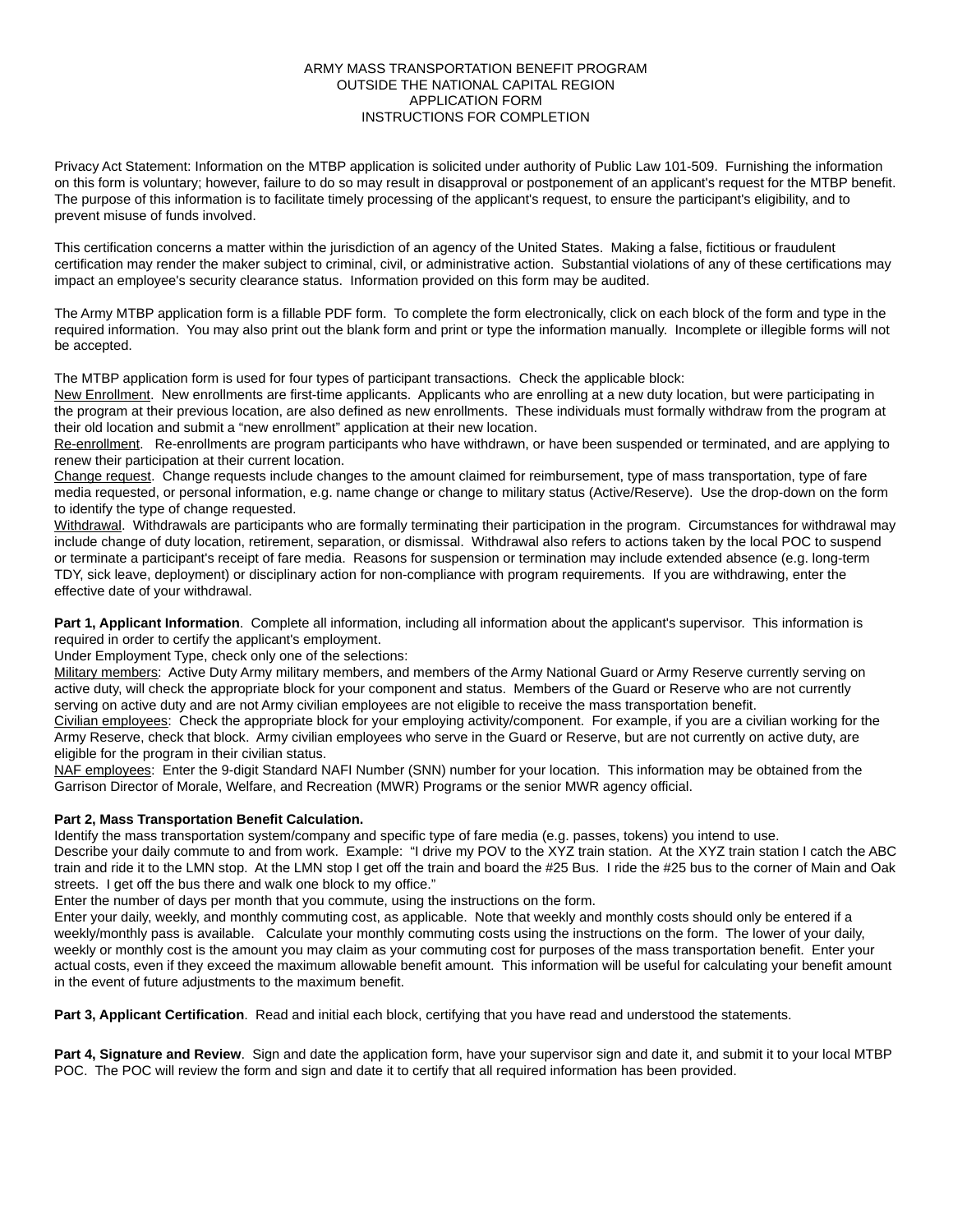# ARMY MASS TRANSPORTATION BENEFIT PROGRAM
# OUTSIDE THE NATIONAL CAPITAL REGION
# APPLICATION FORM
# INSTRUCTIONS FOR COMPLETION

Privacy Act Statement: Information on the MTBP application is solicited under authority of Public Law 101-509. Furnishing the information on this form is voluntary; however, failure to do so may result in disapproval or postponement of an applicant's request for the MTBP benefit. The purpose of this information is to facilitate timely processing of the applicant's request, to ensure the participant's eligibility, and to prevent misuse of funds involved.

This certification concerns a matter within the jurisdiction of an agency of the United States. Making a false, fictitious or fraudulent certification may render the maker subject to criminal, civil, or administrative action. Substantial violations of any of these certifications may impact an employee's security clearance status. Information provided on this form may be audited.

The Army MTBP application form is a fillable PDF form. To complete the form electronically, click on each block of the form and type in the required information. You may also print out the blank form and print or type the information manually. Incomplete or illegible forms will not be accepted.

The MTBP application form is used for four types of participant transactions. Check the applicable block:
New Enrollment. New enrollments are first-time applicants. Applicants who are enrolling at a new duty location, but were participating in the program at their previous location, are also defined as new enrollments. These individuals must formally withdraw from the program at their old location and submit a "new enrollment" application at their new location.
Re-enrollment. Re-enrollments are program participants who have withdrawn, or have been suspended or terminated, and are applying to renew their participation at their current location.
Change request. Change requests include changes to the amount claimed for reimbursement, type of mass transportation, type of fare media requested, or personal information, e.g. name change or change to military status (Active/Reserve). Use the drop-down on the form to identify the type of change requested.
Withdrawal. Withdrawals are participants who are formally terminating their participation in the program. Circumstances for withdrawal may include change of duty location, retirement, separation, or dismissal. Withdrawal also refers to actions taken by the local POC to suspend or terminate a participant's receipt of fare media. Reasons for suspension or termination may include extended absence (e.g. long-term TDY, sick leave, deployment) or disciplinary action for non-compliance with program requirements. If you are withdrawing, enter the effective date of your withdrawal.

**Part 1, Applicant Information**. Complete all information, including all information about the applicant's supervisor. This information is required in order to certify the applicant's employment.
Under Employment Type, check only one of the selections:
Military members: Active Duty Army military members, and members of the Army National Guard or Army Reserve currently serving on active duty, will check the appropriate block for your component and status. Members of the Guard or Reserve who are not currently serving on active duty and are not Army civilian employees are not eligible to receive the mass transportation benefit.
Civilian employees: Check the appropriate block for your employing activity/component. For example, if you are a civilian working for the Army Reserve, check that block. Army civilian employees who serve in the Guard or Reserve, but are not currently on active duty, are eligible for the program in their civilian status.
NAF employees: Enter the 9-digit Standard NAFI Number (SNN) number for your location. This information may be obtained from the Garrison Director of Morale, Welfare, and Recreation (MWR) Programs or the senior MWR agency official.

**Part 2, Mass Transportation Benefit Calculation.**
Identify the mass transportation system/company and specific type of fare media (e.g. passes, tokens) you intend to use.
Describe your daily commute to and from work. Example: "I drive my POV to the XYZ train station. At the XYZ train station I catch the ABC train and ride it to the LMN stop. At the LMN stop I get off the train and board the #25 Bus. I ride the #25 bus to the corner of Main and Oak streets. I get off the bus there and walk one block to my office."
Enter the number of days per month that you commute, using the instructions on the form.
Enter your daily, weekly, and monthly commuting cost, as applicable. Note that weekly and monthly costs should only be entered if a weekly/monthly pass is available. Calculate your monthly commuting costs using the instructions on the form. The lower of your daily, weekly or monthly cost is the amount you may claim as your commuting cost for purposes of the mass transportation benefit. Enter your actual costs, even if they exceed the maximum allowable benefit amount. This information will be useful for calculating your benefit amount in the event of future adjustments to the maximum benefit.

**Part 3, Applicant Certification**. Read and initial each block, certifying that you have read and understood the statements.

**Part 4, Signature and Review**. Sign and date the application form, have your supervisor sign and date it, and submit it to your local MTBP POC. The POC will review the form and sign and date it to certify that all required information has been provided.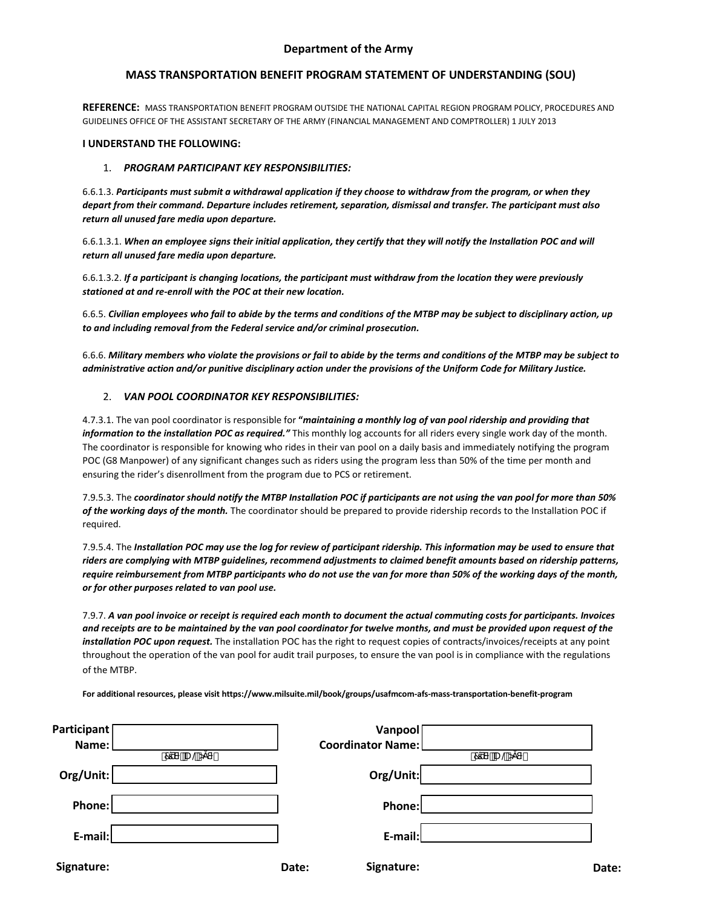**Department of the Army**

**MASS TRANSPORTATION BENEFIT PROGRAM STATEMENT OF UNDERSTANDING (SOU)**

**REFERENCE:** MASS TRANSPORTATION BENEFIT PROGRAM OUTSIDE THE NATIONAL CAPITAL REGION PROGRAM POLICY, PROCEDURES AND GUIDELINES OFFICE OF THE ASSISTANT SECRETARY OF THE ARMY (FINANCIAL MANAGEMENT AND COMPTROLLER) 1 JULY 2013

**I UNDERSTAND THE FOLLOWING:**

1. ***PROGRAM PARTICIPANT KEY RESPONSIBILITIES:***

6.6.1.3. ***Participants must submit a withdrawal application if they choose to withdraw from the program, or when they depart from their command. Departure includes retirement, separation, dismissal and transfer. The participant must also return all unused fare media upon departure.***

6.6.1.3.1. ***When an employee signs their initial application, they certify that they will notify the Installation POC and will return all unused fare media upon departure.***

6.6.1.3.2. ***If a participant is changing locations, the participant must withdraw from the location they were previously stationed at and re-enroll with the POC at their new location.***

6.6.5. ***Civilian employees who fail to abide by the terms and conditions of the MTBP may be subject to disciplinary action, up to and including removal from the Federal service and/or criminal prosecution.***

6.6.6. ***Military members who violate the provisions or fail to abide by the terms and conditions of the MTBP may be subject to administrative action and/or punitive disciplinary action under the provisions of the Uniform Code for Military Justice.***

2. ***VAN POOL COORDINATOR KEY RESPONSIBILITIES:***

4.7.3.1. The van pool coordinator is responsible for ***"maintaining a monthly log of van pool ridership and providing that information to the installation POC as required."*** This monthly log accounts for all riders every single work day of the month. The coordinator is responsible for knowing who rides in their van pool on a daily basis and immediately notifying the program POC (G8 Manpower) of any significant changes such as riders using the program less than 50% of the time per month and ensuring the rider's disenrollment from the program due to PCS or retirement.

7.9.5.3. The ***coordinator should notify the MTBP Installation POC if participants are not using the van pool for more than 50% of the working days of the month.*** The coordinator should be prepared to provide ridership records to the Installation POC if required.

7.9.5.4. The ***Installation POC may use the log for review of participant ridership. This information may be used to ensure that riders are complying with MTBP guidelines, recommend adjustments to claimed benefit amounts based on ridership patterns, require reimbursement from MTBP participants who do not use the van for more than 50% of the working days of the month, or for other purposes related to van pool use.***

7.9.7. ***A van pool invoice or receipt is required each month to document the actual commuting costs for participants. Invoices and receipts are to be maintained by the van pool coordinator for twelve months, and must be provided upon request of the installation POC upon request.*** The installation POC has the right to request copies of contracts/invoices/receipts at any point throughout the operation of the van pool for audit trail purposes, to ensure the van pool is in compliance with the regulations of the MTBP.

**For additional resources, please visit https://www.milsuite.mil/book/groups/usafmcom-afs-mass-transportation-benefit-program**

**Participant Name:** ______________________

**Org/Unit:** ______________________

**Phone:** ______________________

**E-mail:** ______________________

**Signature:** ______________________ **Date:** __________

**Vanpool Coordinator Name:** ______________________

**Org/Unit:** ______________________

**Phone:** ______________________

**E-mail:** ______________________

**Signature:** ______________________ **Date:** __________